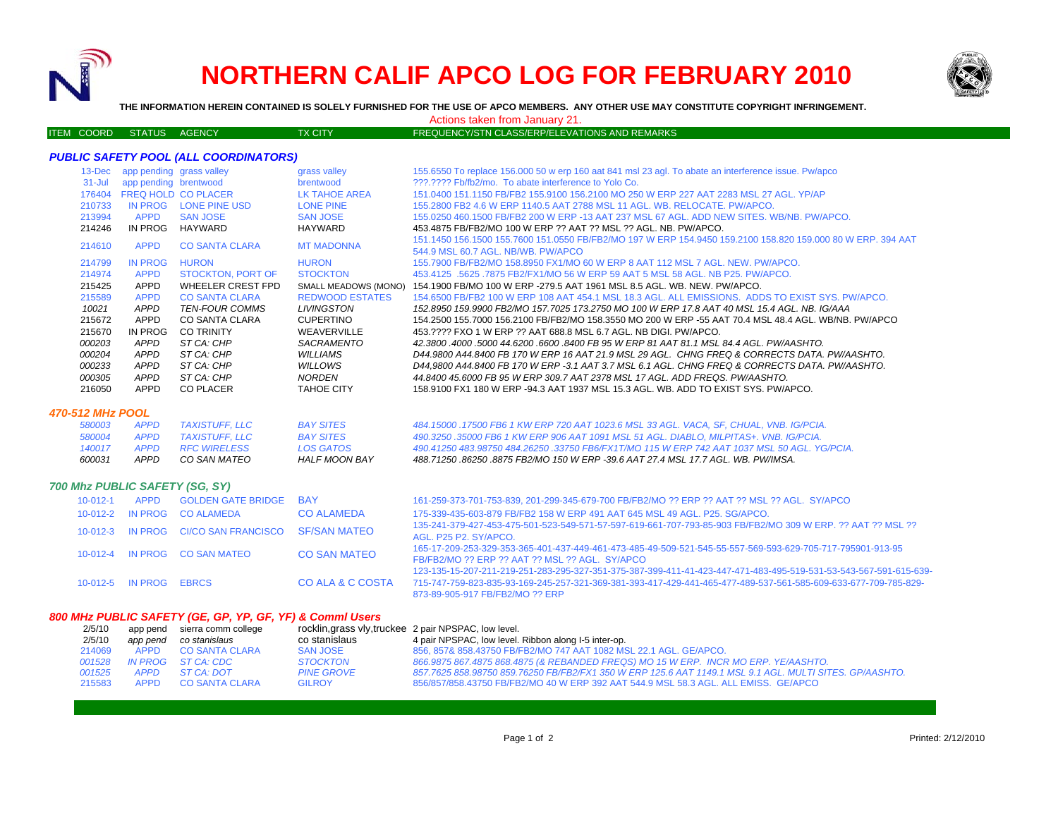# NORTHERN CALIF APCO LOG FOR FEBRUARY 2010

**THE INFORMATION HEREIN CONTAINED IS SOLELY FURNISHED FOR THE USE OF APCO MEMBERS. ANY OTHER USE MAY CONSTITUTE COPYRIGHT INFRINGEMENT.**

Actions taken from January 21.

### PUBLIC SAFETY POOL (ALL COORDINATORS)

| ITEM COORD | STATUS | AGENCY | TX CITY | FREQUENCY/STN CLASS/ERP/ELEVATIONS AND REMARKS |
|---|---|---|---|---|
| 13-Dec | app pending | grass valley | grass valley | 155.6550 To replace 156.000 50 w erp 160 aat 841 msl 23 agl. To abate an interference issue. Pw/apco |
| 31-Jul | app pending | brentwood | brentwood | ???.???? Fb/fb2/mo. To abate interference to Yolo Co. |
| 176404 | FREQ HOLD | CO PLACER | LK TAHOE AREA | 151.0400 151.1150 FB/FB2 155.9100 156.2100 MO 250 W ERP 227 AAT 2283 MSL 27 AGL. YP/AP |
| 210733 | IN PROG | LONE PINE USD | LONE PINE | 155.2800 FB2 4.6 W ERP 1140.5 AAT 2788 MSL 11 AGL. WB. RELOCATE. PW/APCO. |
| 213994 | APPD | SAN JOSE | SAN JOSE | 155.0250 460.1500 FB/FB2 200 W ERP -13 AAT 237 MSL 67 AGL. ADD NEW SITES. WB/NB. PW/APCO. |
| 214246 | IN PROG | HAYWARD | HAYWARD | 453.4875 FB/FB2/MO 100 W ERP ?? AAT ?? MSL ?? AGL. NB. PW/APCO. |
| 214610 | APPD | CO SANTA CLARA | MT MADONNA | 151.1450 156.1500 155.7600 151.0550 FB/FB2/MO 197 W ERP 154.9450 159.2100 158.820 159.000 80 W ERP. 394 AAT 544.9 MSL 60.7 AGL. NB/WB. PW/APCO |
| 214799 | IN PROG | HURON | HURON | 155.7900 FB/FB2/MO 158.8950 FX1/MO 60 W ERP 8 AAT 112 MSL 7 AGL. NEW. PW/APCO. |
| 214974 | APPD | STOCKTON, PORT OF | STOCKTON | 453.4125 .5625 .7875 FB2/FX1/MO 56 W ERP 59 AAT 5 MSL 58 AGL. NB P25. PW/APCO. |
| 215425 | APPD | WHEELER CREST FPD | SMALL MEADOWS (MONO) | 154.1900 FB/MO 100 W ERP -279.5 AAT 1961 MSL 8.5 AGL. WB. NEW. PW/APCO. |
| 215589 | APPD | CO SANTA CLARA | REDWOOD ESTATES | 154.6500 FB/FB2 100 W ERP 108 AAT 454.1 MSL 18.3 AGL. ALL EMISSIONS. ADDS TO EXIST SYS. PW/APCO. |
| *10021* | *APPD* | *TEN-FOUR COMMS* | *LIVINGSTON* | *152.8950 159.9900 FB2/MO 157.7025 173.2750 MO 100 W ERP 17.8 AAT 40 MSL 15.4 AGL. NB. IG/AAA* |
| 215672 | APPD | CO SANTA CLARA | CUPERTINO | 154.2500 155.7000 156.2100 FB/FB2/MO 158.3550 MO 200 W ERP -55 AAT 70.4 MSL 48.4 AGL. WB/NB. PW/APCO |
| 215670 | IN PROG | CO TRINITY | WEAVERVILLE | 453.???? FXO 1 W ERP ?? AAT 688.8 MSL 6.7 AGL. NB DIGI. PW/APCO. |
| *000203* | *APPD* | *ST CA: CHP* | *SACRAMENTO* | *42.3800 .4000 .5000 44.6200 .6600 .8400 FB 95 W ERP 81 AAT 81.1 MSL 84.4 AGL. PW/AASHTO.* |
| *000204* | *APPD* | *ST CA: CHP* | *WILLIAMS* | *D44.9800 A44.8400 FB 170 W ERP 16 AAT 21.9 MSL 29 AGL. CHNG FREQ & CORRECTS DATA. PW/AASHTO.* |
| *000233* | *APPD* | *ST CA: CHP* | *WILLOWS* | *D44,9800 A44.8400 FB 170 W ERP -3.1 AAT 3.7 MSL 6.1 AGL. CHNG FREQ & CORRECTS DATA. PW/AASHTO.* |
| *000305* | *APPD* | *ST CA: CHP* | *NORDEN* | *44.8400 45.6000 FB 95 W ERP 309.7 AAT 2378 MSL 17 AGL. ADD FREQS. PW/AASHTO.* |
| 216050 | APPD | CO PLACER | TAHOE CITY | 158.9100 FX1 180 W ERP -94.3 AAT 1937 MSL 15.3 AGL. WB. ADD TO EXIST SYS. PW/APCO. |

### 470-512 MHz POOL

| ITEM COORD | STATUS | AGENCY | TX CITY | FREQUENCY/STN CLASS/ERP/ELEVATIONS AND REMARKS |
|---|---|---|---|---|
| *580003* | *APPD* | *TAXISTUFF, LLC* | *BAY SITES* | *484.15000 .17500 FB6 1 KW ERP 720 AAT 1023.6 MSL 33 AGL. VACA, SF, CHUAL, VNB. IG/PCIA.* |
| *580004* | *APPD* | *TAXISTUFF, LLC* | *BAY SITES* | *490.3250 .35000 FB6 1 KW ERP 906 AAT 1091 MSL 51 AGL. DIABLO, MILPITAS+. VNB. IG/PCIA.* |
| *140017* | *APPD* | *RFC WIRELESS* | *LOS GATOS* | *490.41250 483.98750 484.26250 .33750 FB6/FX1T/MO 115 W ERP 742 AAT 1037 MSL 50 AGL. YG/PCIA.* |
| *600031* | *APPD* | *CO SAN MATEO* | *HALF MOON BAY* | *488.71250 .86250 .8875 FB2/MO 150 W ERP -39.6 AAT 27.4 MSL 17.7 AGL. WB. PW/IMSA.* |

### 700 Mhz PUBLIC SAFETY (SG, SY)

| ITEM COORD | STATUS | AGENCY | TX CITY | FREQUENCY/STN CLASS/ERP/ELEVATIONS AND REMARKS |
|---|---|---|---|---|
| 10-012-1 | APPD | GOLDEN GATE BRIDGE | BAY | 161-259-373-701-753-839, 201-299-345-679-700 FB/FB2/MO ?? ERP ?? AAT ?? MSL ?? AGL. SY/APCO |
| 10-012-2 | IN PROG | CO ALAMEDA | CO ALAMEDA | 175-339-435-603-879 FB/FB2 158 W ERP 491 AAT 645 MSL 49 AGL. P25. SG/APCO. |
| 10-012-3 | IN PROG | CI/CO SAN FRANCISCO | SF/SAN MATEO | 135-241-379-427-453-475-501-523-549-571-57-597-619-661-707-793-85-903 FB/FB2/MO 309 W ERP. ?? AAT ?? MSL ?? AGL. P25 P2. SY/APCO. |
| 10-012-4 | IN PROG | CO SAN MATEO | CO SAN MATEO | 165-17-209-253-329-353-365-401-437-449-461-473-485-49-509-521-545-55-557-569-593-629-705-717-795901-913-95 FB/FB2/MO ?? ERP ?? AAT ?? MSL ?? AGL. SY/APCO |
| 10-012-5 | IN PROG | EBRCS | CO ALA & C COSTA | 123-135-15-207-211-219-251-283-295-327-351-375-387-399-411-41-423-447-471-483-495-519-531-53-543-567-591-615-639-715-747-759-823-835-93-169-245-257-321-369-381-393-417-429-441-465-477-489-537-561-585-609-633-677-709-785-829-873-89-905-917 FB/FB2/MO ?? ERP |

### 800 MHz PUBLIC SAFETY (GE, GP, YP, GF, YF) & Comml Users

| ITEM COORD | STATUS | AGENCY | TX CITY | FREQUENCY/STN CLASS/ERP/ELEVATIONS AND REMARKS |
|---|---|---|---|---|
| 2/5/10 | app pend | sierra comm college | rocklin,grass vly,truckee | 2 pair NPSPAC, low level. |
| 2/5/10 | *app pend* | *co stanislaus* | co stanislaus | 4 pair NPSPAC, low level. Ribbon along I-5 inter-op. |
| 214069 | APPD | CO SANTA CLARA | SAN JOSE | 856, 857& 858.43750 FB/FB2/MO 747 AAT 1082 MSL 22.1 AGL. GE/APCO. |
| *001528* | *IN PROG* | *ST CA: CDC* | *STOCKTON* | *866.9875 867.4875 868.4875 (& REBANDED FREQS) MO 15 W ERP. INCR MO ERP. YE/AASHTO.* |
| *001525* | *APPD* | *ST CA: DOT* | *PINE GROVE* | *857.7625 858.98750 859.76250 FB/FB2/FX1 350 W ERP 125.6 AAT 1149.1 MSL 9.1 AGL. MULTI SITES. GP/AASHTO.* |
| 215583 | APPD | CO SANTA CLARA | GILROY | 856/857/858.43750 FB/FB2/MO 40 W ERP 392 AAT 544.9 MSL 58.3 AGL. ALL EMISS. GE/APCO |

Printed: 2/12/2010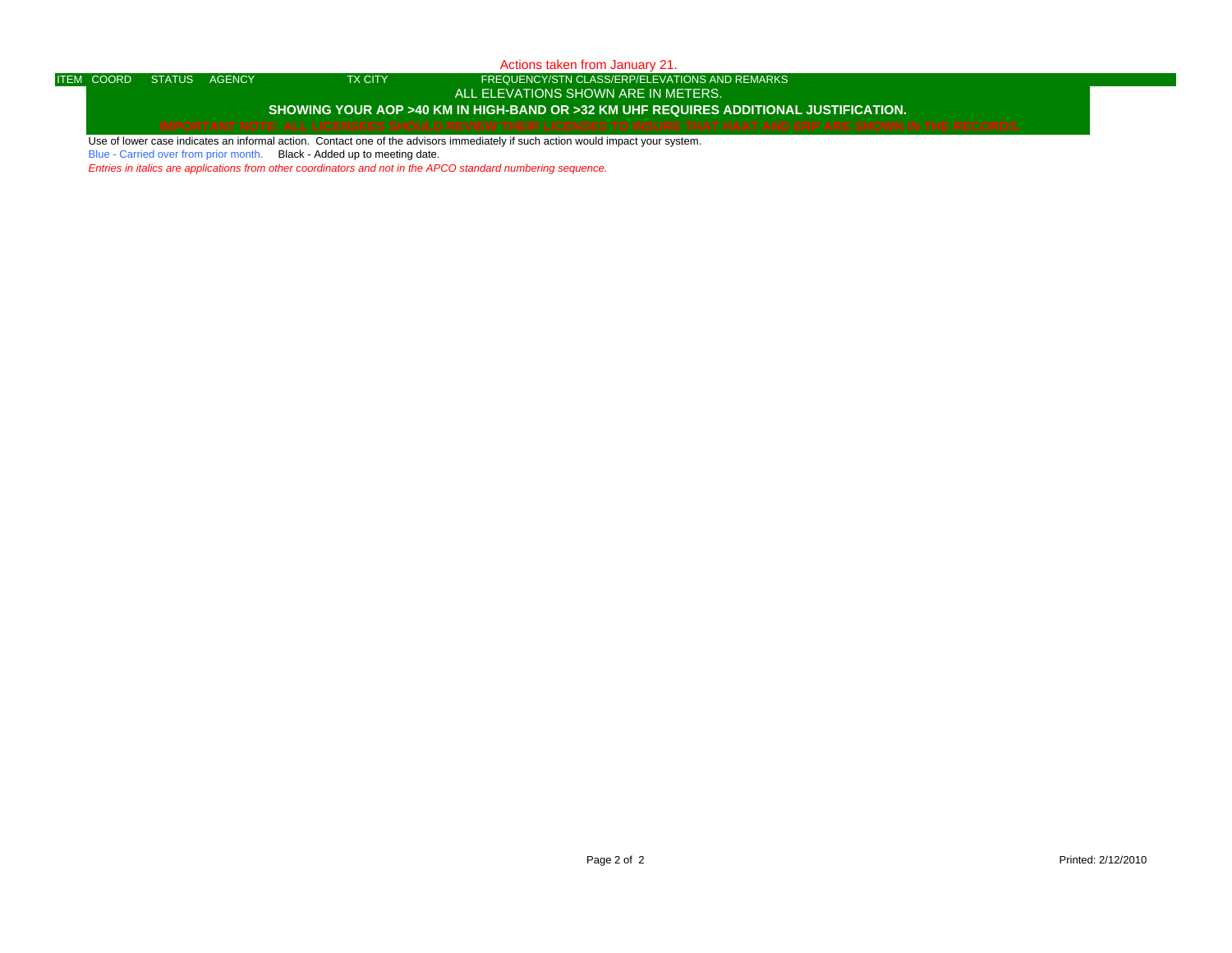Actions taken from January 21.

| ITEM | COORD | STATUS | AGENCY | TX CITY | FREQUENCY/STN CLASS/ERP/ELEVATIONS AND REMARKS |
|---|---|---|---|---|---|

ALL ELEVATIONS SHOWN ARE IN METERS.

**SHOWING YOUR AOP >40 KM IN HIGH-BAND OR >32 KM UHF REQUIRES ADDITIONAL JUSTIFICATION.**

**IMPORTANT NOTE: ALL LICENSEES SHOULD REVIEW THEIR LICENSES TO INSURE THAT HAAT AND ERP ARE SHOWN IN THE RECORDS.**

Use of lower case indicates an informal action. Contact one of the advisors immediately if such action would impact your system.

Blue - Carried over from prior month. Black - Added up to meeting date.

*Entries in italics are applications from other coordinators and not in the APCO standard numbering sequence.*

Printed: 2/12/2010